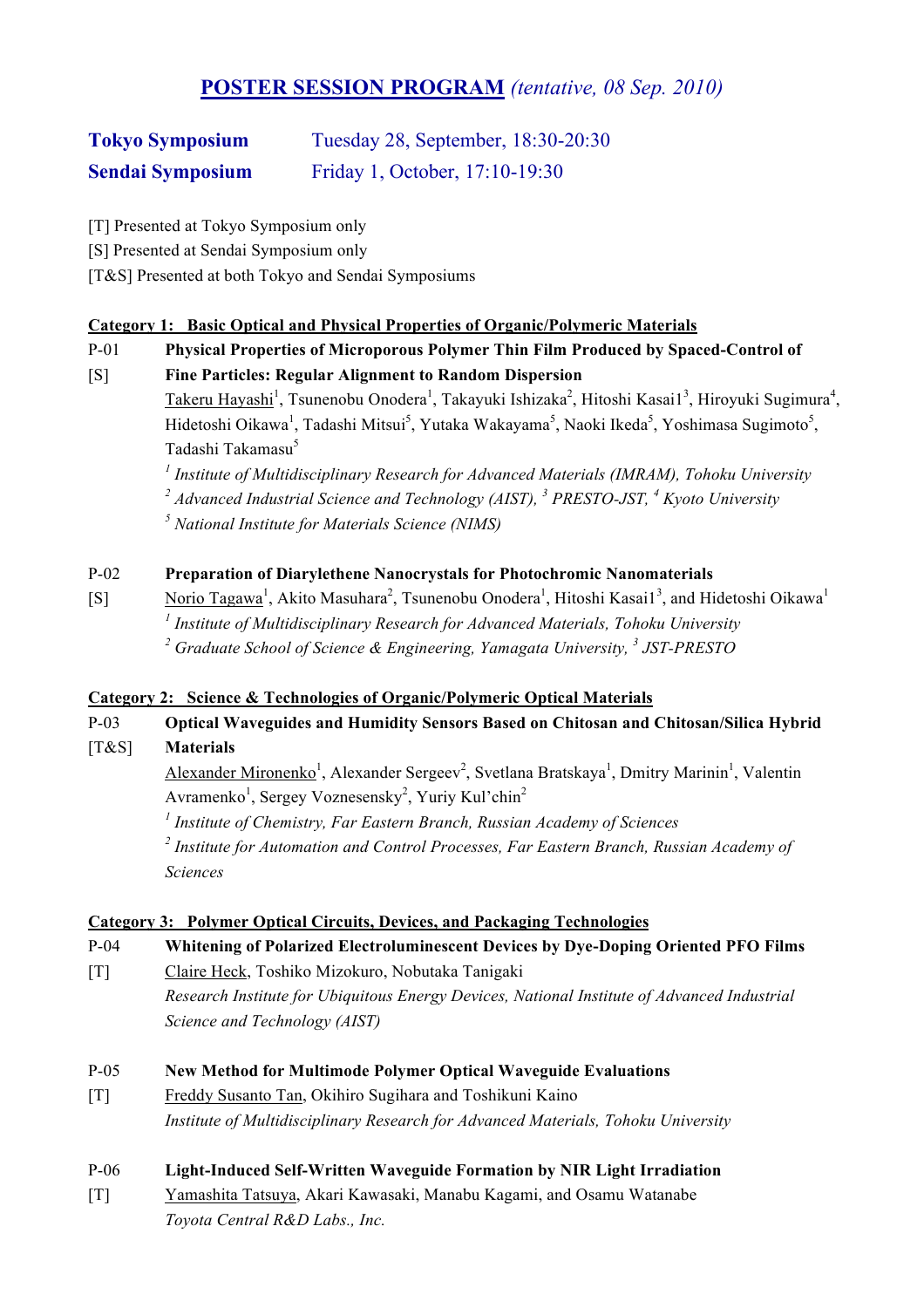# POSTER SESSION PROGRAM *(tentative, 08 Sep. 2010)*

**Tokyo Symposium** Tuesday 28, September, 18:30-20:30

**Sendai Symposium** Friday 1, October, 17:10-19:30

[T] Presented at Tokyo Symposium only

[S] Presented at Sendai Symposium only

[T&S] Presented at both Tokyo and Sendai Symposiums

## Category 1: Basic Optical and Physical Properties of Organic/Polymeric Materials

**P-01 [S]**
**Physical Properties of Microporous Polymer Thin Film Produced by Spaced-Control of Fine Particles: Regular Alignment to Random Dispersion**
Takeru Hayashi[1], Tsunenobu Onodera[1], Takayuki Ishizaka[2], Hitoshi Kasai1[3], Hiroyuki Sugimura[4], Hidetoshi Oikawa[1], Tadashi Mitsui[5], Yutaka Wakayama[5], Naoki Ikeda[5], Yoshimasa Sugimoto[5], Tadashi Takamasu[5]
*[1] Institute of Multidisciplinary Research for Advanced Materials (IMRAM), Tohoku University*
*[2] Advanced Industrial Science and Technology (AIST), [3] PRESTO-JST, [4] Kyoto University*
*[5] National Institute for Materials Science (NIMS)*

**P-02 [S]**
**Preparation of Diarylethene Nanocrystals for Photochromic Nanomaterials**
Norio Tagawa[1], Akito Masuhara[2], Tsunenobu Onodera[1], Hitoshi Kasai1[3], and Hidetoshi Oikawa[1]
*[1] Institute of Multidisciplinary Research for Advanced Materials, Tohoku University*
*[2] Graduate School of Science & Engineering, Yamagata University, [3] JST-PRESTO*

## Category 2: Science & Technologies of Organic/Polymeric Optical Materials

**P-03 [T&S]**
**Optical Waveguides and Humidity Sensors Based on Chitosan and Chitosan/Silica Hybrid Materials**
Alexander Mironenko[1], Alexander Sergeev[2], Svetlana Bratskaya[1], Dmitry Marinin[1], Valentin Avramenko[1], Sergey Voznesensky[2], Yuriy Kul'chin[2]
*[1] Institute of Chemistry, Far Eastern Branch, Russian Academy of Sciences*
*[2] Institute for Automation and Control Processes, Far Eastern Branch, Russian Academy of Sciences*

## Category 3: Polymer Optical Circuits, Devices, and Packaging Technologies

**P-04 [T]**
**Whitening of Polarized Electroluminescent Devices by Dye-Doping Oriented PFO Films**
Claire Heck, Toshiko Mizokuro, Nobutaka Tanigaki
*Research Institute for Ubiquitous Energy Devices, National Institute of Advanced Industrial Science and Technology (AIST)*

**P-05 [T]**
**New Method for Multimode Polymer Optical Waveguide Evaluations**
Freddy Susanto Tan, Okihiro Sugihara and Toshikuni Kaino
*Institute of Multidisciplinary Research for Advanced Materials, Tohoku University*

**P-06 [T]**
**Light-Induced Self-Written Waveguide Formation by NIR Light Irradiation**
Yamashita Tatsuya, Akari Kawasaki, Manabu Kagami, and Osamu Watanabe
*Toyota Central R&D Labs., Inc.*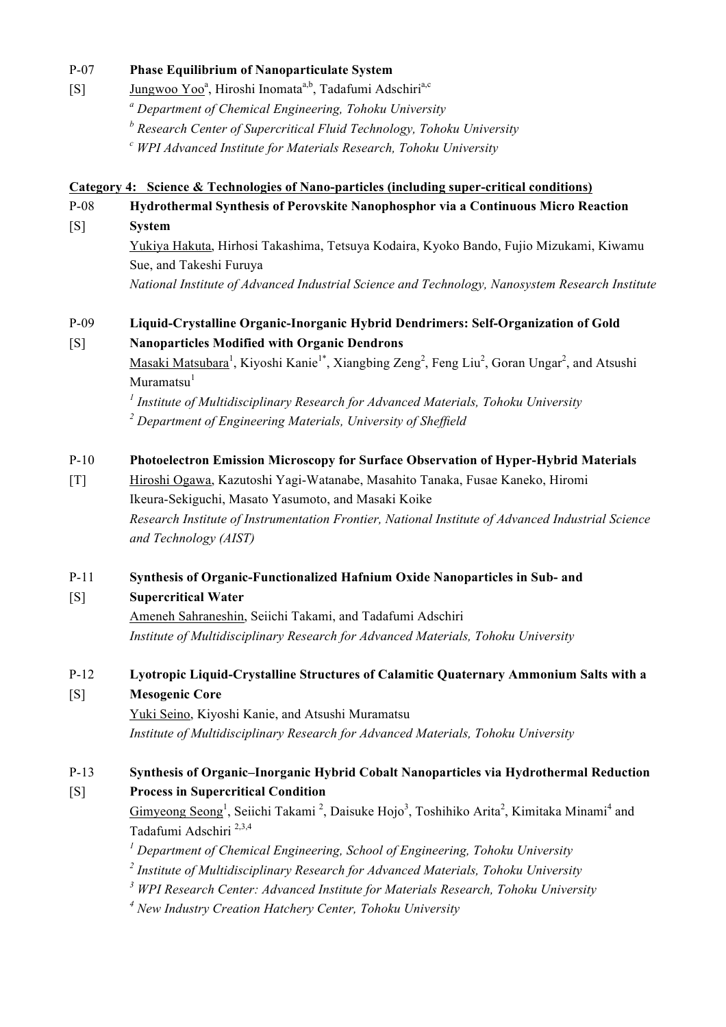P-07 **Phase Equilibrium of Nanoparticulate System**

[S] Jungwoo Yoo[a], Hiroshi Inomata[a,b], Tadafumi Adschiri[a,c]

*[a] Department of Chemical Engineering, Tohoku University*

*[b] Research Center of Supercritical Fluid Technology, Tohoku University*

*[c] WPI Advanced Institute for Materials Research, Tohoku University*

## Category 4: Science & Technologies of Nano-particles (including super-critical conditions)

P-08 **Hydrothermal Synthesis of Perovskite Nanophosphor via a Continuous Micro Reaction System**

[S] Yukiya Hakuta, Hirhosi Takashima, Tetsuya Kodaira, Kyoko Bando, Fujio Mizukami, Kiwamu Sue, and Takeshi Furuya

*National Institute of Advanced Industrial Science and Technology, Nanosystem Research Institute*

P-09 **Liquid-Crystalline Organic-Inorganic Hybrid Dendrimers: Self-Organization of Gold Nanoparticles Modified with Organic Dendrons**

[S] Masaki Matsubara[1], Kiyoshi Kanie[1*], Xiangbing Zeng[2], Feng Liu[2], Goran Ungar[2], and Atsushi Muramatsu[1]

*[1] Institute of Multidisciplinary Research for Advanced Materials, Tohoku University*

*[2] Department of Engineering Materials, University of Sheffield*

P-10 **Photoelectron Emission Microscopy for Surface Observation of Hyper-Hybrid Materials**

[T] Hiroshi Ogawa, Kazutoshi Yagi-Watanabe, Masahito Tanaka, Fusae Kaneko, Hiromi Ikeura-Sekiguchi, Masato Yasumoto, and Masaki Koike

*Research Institute of Instrumentation Frontier, National Institute of Advanced Industrial Science and Technology (AIST)*

P-11 **Synthesis of Organic-Functionalized Hafnium Oxide Nanoparticles in Sub- and Supercritical Water**

[S] Ameneh Sahraneshin, Seiichi Takami, and Tadafumi Adschiri

*Institute of Multidisciplinary Research for Advanced Materials, Tohoku University*

P-12 **Lyotropic Liquid-Crystalline Structures of Calamitic Quaternary Ammonium Salts with a Mesogenic Core**

[S] Yuki Seino, Kiyoshi Kanie, and Atsushi Muramatsu

*Institute of Multidisciplinary Research for Advanced Materials, Tohoku University*

P-13 **Synthesis of Organic–Inorganic Hybrid Cobalt Nanoparticles via Hydrothermal Reduction Process in Supercritical Condition**

[S] Gimyeong Seong[1], Seiichi Takami [2], Daisuke Hojo[3], Toshihiko Arita[2], Kimitaka Minami[4] and Tadafumi Adschiri [2,3,4]

*[1] Department of Chemical Engineering, School of Engineering, Tohoku University*

*[2] Institute of Multidisciplinary Research for Advanced Materials, Tohoku University*

*[3] WPI Research Center: Advanced Institute for Materials Research, Tohoku University*

*[4] New Industry Creation Hatchery Center, Tohoku University*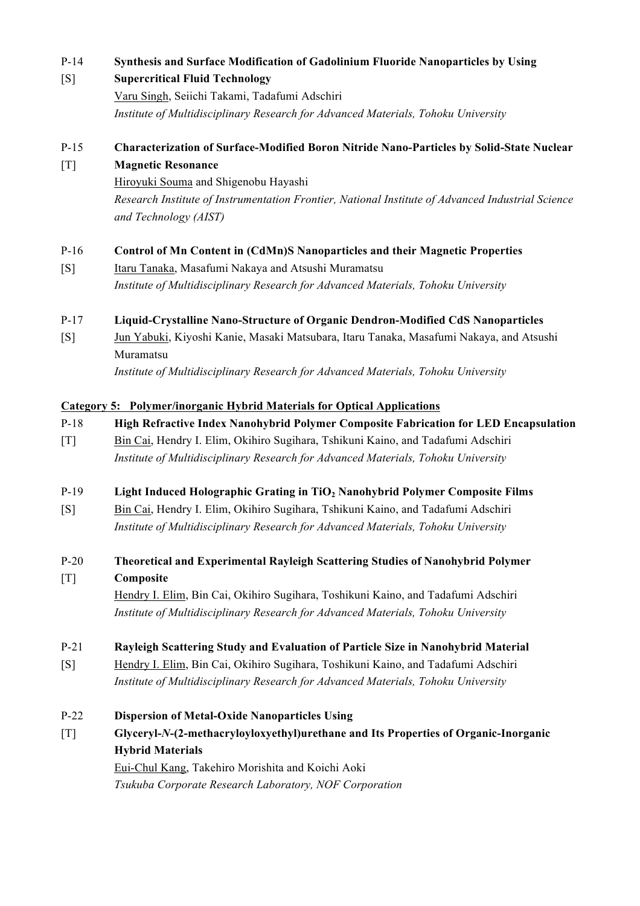P-14 **Synthesis and Surface Modification of Gadolinium Fluoride Nanoparticles by Using**
[S] **Supercritical Fluid Technology**
Varu Singh, Seiichi Takami, Tadafumi Adschiri
*Institute of Multidisciplinary Research for Advanced Materials, Tohoku University*

P-15 **Characterization of Surface-Modified Boron Nitride Nano-Particles by Solid-State Nuclear**
[T] **Magnetic Resonance**
Hiroyuki Souma and Shigenobu Hayashi
*Research Institute of Instrumentation Frontier, National Institute of Advanced Industrial Science and Technology (AIST)*

P-16 **Control of Mn Content in (CdMn)S Nanoparticles and their Magnetic Properties**
[S] Itaru Tanaka, Masafumi Nakaya and Atsushi Muramatsu
*Institute of Multidisciplinary Research for Advanced Materials, Tohoku University*

P-17 **Liquid-Crystalline Nano-Structure of Organic Dendron-Modified CdS Nanoparticles**
[S] Jun Yabuki, Kiyoshi Kanie, Masaki Matsubara, Itaru Tanaka, Masafumi Nakaya, and Atsushi Muramatsu
*Institute of Multidisciplinary Research for Advanced Materials, Tohoku University*

## Category 5: Polymer/inorganic Hybrid Materials for Optical Applications

P-18 **High Refractive Index Nanohybrid Polymer Composite Fabrication for LED Encapsulation**
[T] Bin Cai, Hendry I. Elim, Okihiro Sugihara, Tshikuni Kaino, and Tadafumi Adschiri
*Institute of Multidisciplinary Research for Advanced Materials, Tohoku University*

P-19 **Light Induced Holographic Grating in $TiO_2$ Nanohybrid Polymer Composite Films**
[S] Bin Cai, Hendry I. Elim, Okihiro Sugihara, Tshikuni Kaino, and Tadafumi Adschiri
*Institute of Multidisciplinary Research for Advanced Materials, Tohoku University*

P-20 **Theoretical and Experimental Rayleigh Scattering Studies of Nanohybrid Polymer**
[T] **Composite**
Hendry I. Elim, Bin Cai, Okihiro Sugihara, Toshikuni Kaino, and Tadafumi Adschiri
*Institute of Multidisciplinary Research for Advanced Materials, Tohoku University*

P-21 **Rayleigh Scattering Study and Evaluation of Particle Size in Nanohybrid Material**
[S] Hendry I. Elim, Bin Cai, Okihiro Sugihara, Toshikuni Kaino, and Tadafumi Adschiri
*Institute of Multidisciplinary Research for Advanced Materials, Tohoku University*

P-22 **Dispersion of Metal-Oxide Nanoparticles Using**
[T] **Glyceryl-*N*-(2-methacryloyloxyethyl)urethane and Its Properties of Organic-Inorganic Hybrid Materials**
Eui-Chul Kang, Takehiro Morishita and Koichi Aoki
*Tsukuba Corporate Research Laboratory, NOF Corporation*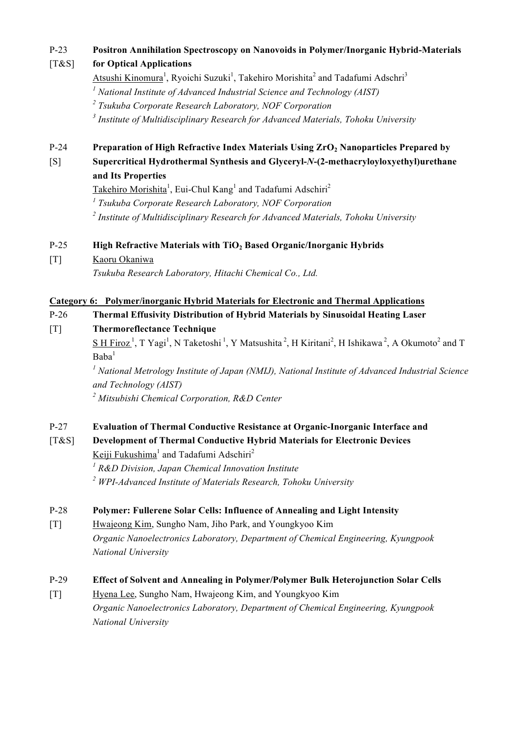P-23 **Positron Annihilation Spectroscopy on Nanovoids in Polymer/Inorganic Hybrid-Materials for Optical Applications**
[T&S]
Atsushi Kinomura[1], Ryoichi Suzuki[1], Takehiro Morishita[2] and Tadafumi Adschri[3]
*[1] National Institute of Advanced Industrial Science and Technology (AIST)*
*[2] Tsukuba Corporate Research Laboratory, NOF Corporation*
*[3] Institute of Multidisciplinary Research for Advanced Materials, Tohoku University*

P-24 **Preparation of High Refractive Index Materials Using $ZrO_2$ Nanoparticles Prepared by Supercritical Hydrothermal Synthesis and Glyceryl-*N*-(2-methacryloyloxyethyl)urethane and Its Properties**
[S]
Takehiro Morishita[1], Eui-Chul Kang[1] and Tadafumi Adschiri[2]
*[1] Tsukuba Corporate Research Laboratory, NOF Corporation*
*[2] Institute of Multidisciplinary Research for Advanced Materials, Tohoku University*

P-25 **High Refractive Materials with $TiO_2$ Based Organic/Inorganic Hybrids**
[T]
Kaoru Okaniwa
*Tsukuba Research Laboratory, Hitachi Chemical Co., Ltd.*

## Category 6: Polymer/inorganic Hybrid Materials for Electronic and Thermal Applications

P-26 **Thermal Effusivity Distribution of Hybrid Materials by Sinusoidal Heating Laser Thermoreflectance Technique**
[T]
S H Firoz[1], T Yagi[1], N Taketoshi[1], Y Matsushita[2], H Kiritani[2], H Ishikawa[2], A Okumoto[2] and T Baba[1]
*[1] National Metrology Institute of Japan (NMIJ), National Institute of Advanced Industrial Science and Technology (AIST)*
*[2] Mitsubishi Chemical Corporation, R&D Center*

P-27 **Evaluation of Thermal Conductive Resistance at Organic-Inorganic Interface and Development of Thermal Conductive Hybrid Materials for Electronic Devices**
[T&S]
Keiji Fukushima[1] and Tadafumi Adschiri[2]
*[1] R&D Division, Japan Chemical Innovation Institute*
*[2] WPI-Advanced Institute of Materials Research, Tohoku University*

P-28 **Polymer: Fullerene Solar Cells: Influence of Annealing and Light Intensity**
[T]
Hwajeong Kim, Sungho Nam, Jiho Park, and Youngkyoo Kim
*Organic Nanoelectronics Laboratory, Department of Chemical Engineering, Kyungpook National University*

P-29 **Effect of Solvent and Annealing in Polymer/Polymer Bulk Heterojunction Solar Cells**
[T]
Hyena Lee, Sungho Nam, Hwajeong Kim, and Youngkyoo Kim
*Organic Nanoelectronics Laboratory, Department of Chemical Engineering, Kyungpook National University*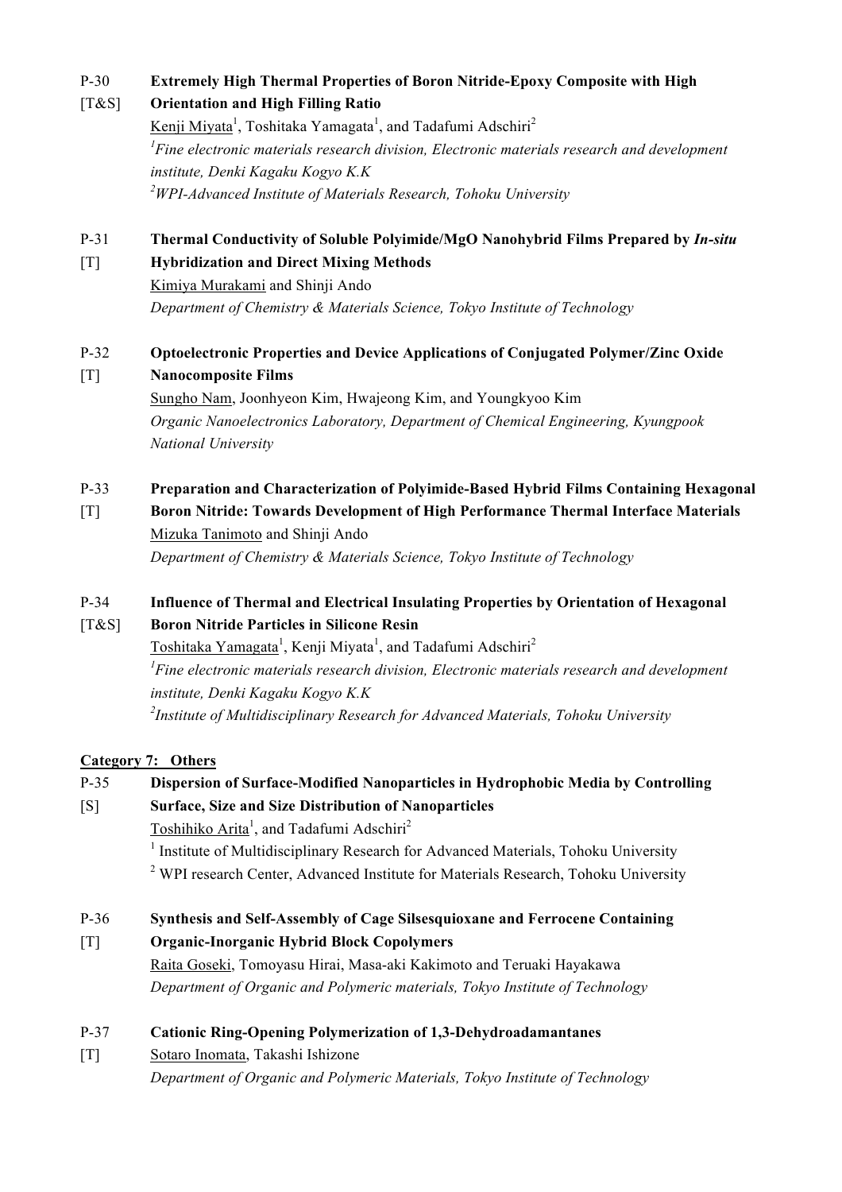P-30 [T&S] **Extremely High Thermal Properties of Boron Nitride-Epoxy Composite with High Orientation and High Filling Ratio**

Kenji Miyata[1], Toshitaka Yamagata[1], and Tadafumi Adschiri[2]

[1]*Fine electronic materials research division, Electronic materials research and development institute, Denki Kagaku Kogyo K.K*

[2]*WPI-Advanced Institute of Materials Research, Tohoku University*

P-31 [T] **Thermal Conductivity of Soluble Polyimide/MgO Nanohybrid Films Prepared by *In-situ* Hybridization and Direct Mixing Methods**

Kimiya Murakami and Shinji Ando

*Department of Chemistry & Materials Science, Tokyo Institute of Technology*

P-32 [T] **Optoelectronic Properties and Device Applications of Conjugated Polymer/Zinc Oxide Nanocomposite Films**

Sungho Nam, Joonhyeon Kim, Hwajeong Kim, and Youngkyoo Kim

*Organic Nanoelectronics Laboratory, Department of Chemical Engineering, Kyungpook National University*

P-33 [T] **Preparation and Characterization of Polyimide-Based Hybrid Films Containing Hexagonal Boron Nitride: Towards Development of High Performance Thermal Interface Materials**

Mizuka Tanimoto and Shinji Ando

*Department of Chemistry & Materials Science, Tokyo Institute of Technology*

P-34 [T&S] **Influence of Thermal and Electrical Insulating Properties by Orientation of Hexagonal Boron Nitride Particles in Silicone Resin**

Toshitaka Yamagata[1], Kenji Miyata[1], and Tadafumi Adschiri[2]

[1]*Fine electronic materials research division, Electronic materials research and development institute, Denki Kagaku Kogyo K.K*

[2]*Institute of Multidisciplinary Research for Advanced Materials, Tohoku University*

## Category 7: Others

P-35 [S] **Dispersion of Surface-Modified Nanoparticles in Hydrophobic Media by Controlling Surface, Size and Size Distribution of Nanoparticles**

Toshihiko Arita[1], and Tadafumi Adschiri[2]

[1] Institute of Multidisciplinary Research for Advanced Materials, Tohoku University

[2] WPI research Center, Advanced Institute for Materials Research, Tohoku University

P-36 [T] **Synthesis and Self-Assembly of Cage Silsesquioxane and Ferrocene Containing Organic-Inorganic Hybrid Block Copolymers**

Raita Goseki, Tomoyasu Hirai, Masa-aki Kakimoto and Teruaki Hayakawa

*Department of Organic and Polymeric materials, Tokyo Institute of Technology*

P-37 [T] **Cationic Ring-Opening Polymerization of 1,3-Dehydroadamantanes**

Sotaro Inomata, Takashi Ishizone

*Department of Organic and Polymeric Materials, Tokyo Institute of Technology*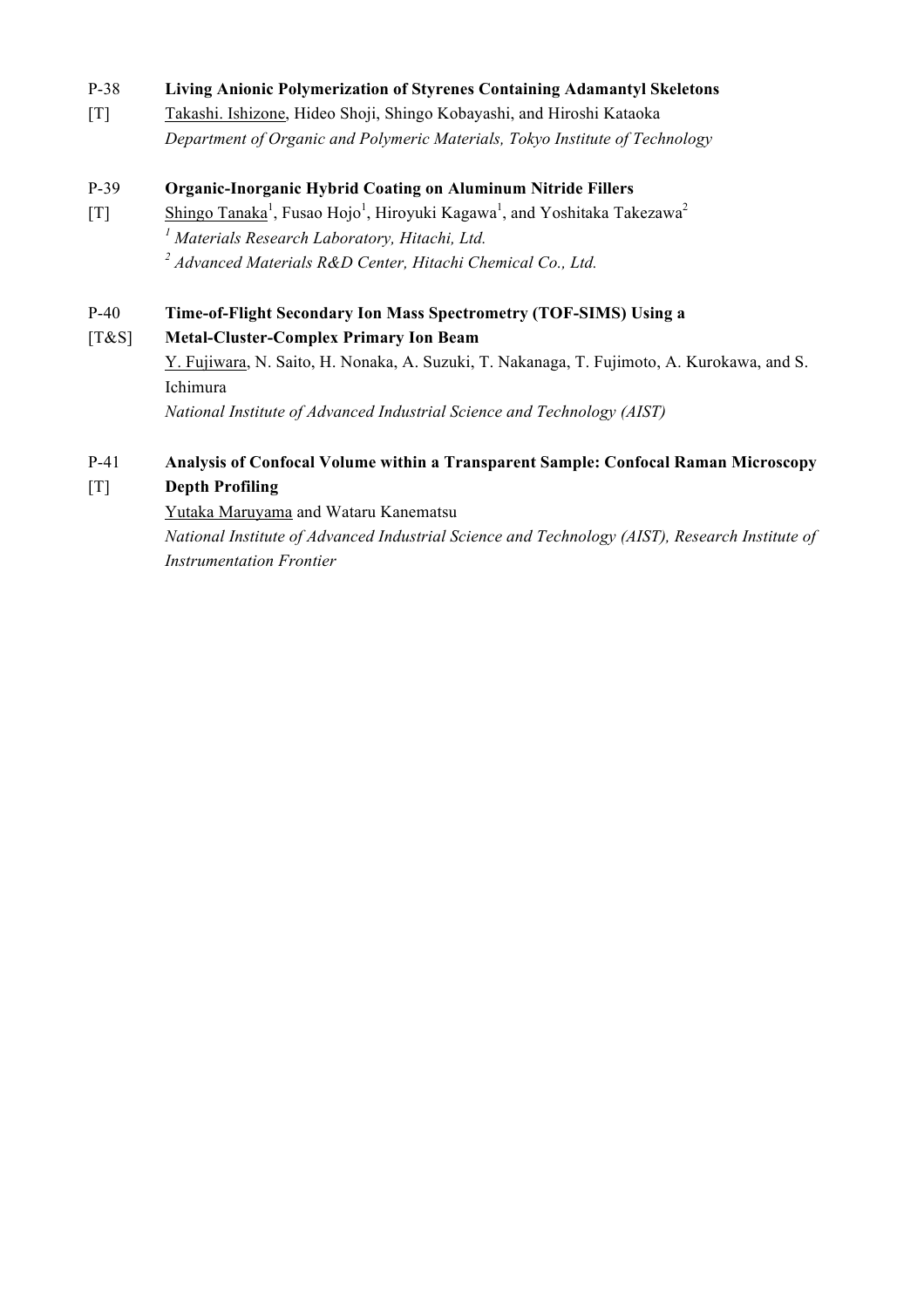P-38 **Living Anionic Polymerization of Styrenes Containing Adamantyl Skeletons**

[T] Takashi. Ishizone, Hideo Shoji, Shingo Kobayashi, and Hiroshi Kataoka

*Department of Organic and Polymeric Materials, Tokyo Institute of Technology*

P-39 **Organic-Inorganic Hybrid Coating on Aluminum Nitride Fillers**

[T] Shingo Tanaka[1], Fusao Hojo[1], Hiroyuki Kagawa[1], and Yoshitaka Takezawa[2]

[1] *Materials Research Laboratory, Hitachi, Ltd.*

[2] *Advanced Materials R&D Center, Hitachi Chemical Co., Ltd.*

P-40 **Time-of-Flight Secondary Ion Mass Spectrometry (TOF-SIMS) Using a**

[T&S] **Metal-Cluster-Complex Primary Ion Beam**

Y. Fujiwara, N. Saito, H. Nonaka, A. Suzuki, T. Nakanaga, T. Fujimoto, A. Kurokawa, and S. Ichimura

*National Institute of Advanced Industrial Science and Technology (AIST)*

P-41 **Analysis of Confocal Volume within a Transparent Sample: Confocal Raman Microscopy**

[T] **Depth Profiling**

Yutaka Maruyama and Wataru Kanematsu

*National Institute of Advanced Industrial Science and Technology (AIST), Research Institute of Instrumentation Frontier*